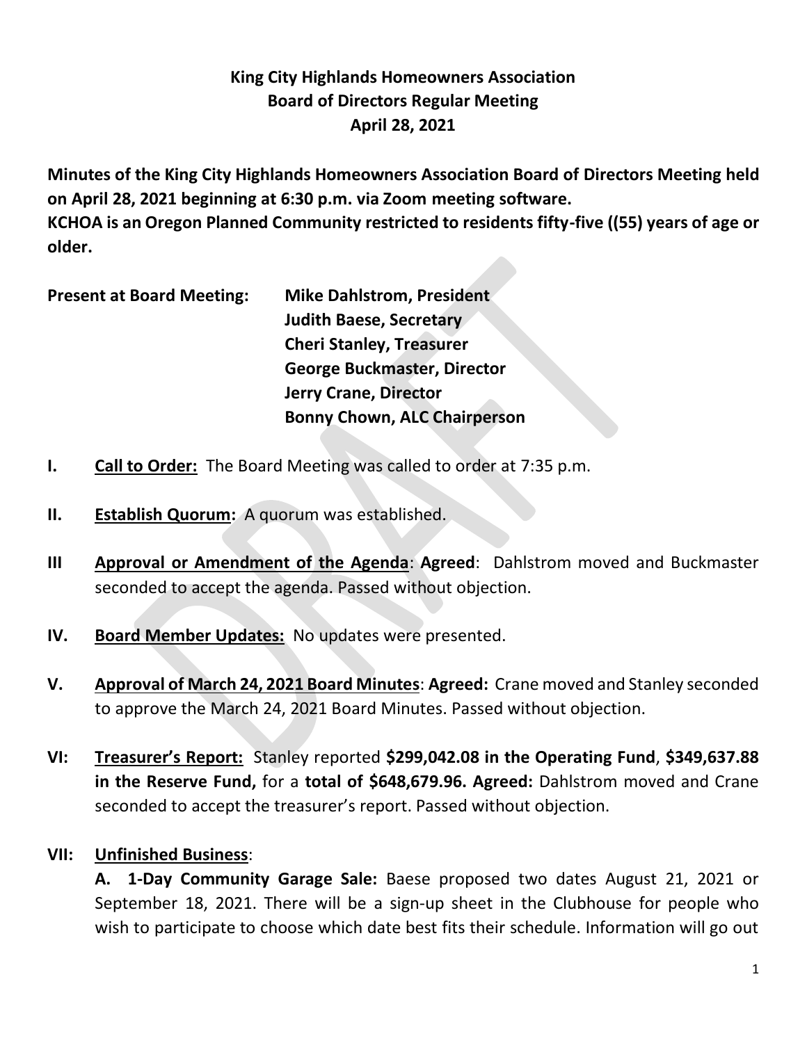# King City Highlands Homeowners Association
# Board of Directors Regular Meeting
# April 28, 2021

**Minutes of the King City Highlands Homeowners Association Board of Directors Meeting held on April 28, 2021 beginning at 6:30 p.m. via Zoom meeting software.**
**KCHOA is an Oregon Planned Community restricted to residents fifty-five ((55) years of age or older.**

**Present at Board Meeting:** **Mike Dahlstrom, President**
**Judith Baese, Secretary**
**Cheri Stanley, Treasurer**
**George Buckmaster, Director**
**Jerry Crane, Director**
**Bonny Chown, ALC Chairperson**

**I.** **Call to Order:** The Board Meeting was called to order at 7:35 p.m.

**II.** **Establish Quorum:** A quorum was established.

**III** **Approval or Amendment of the Agenda**: **Agreed**: Dahlstrom moved and Buckmaster seconded to accept the agenda. Passed without objection.

**IV.** **Board Member Updates:** No updates were presented.

**V.** **Approval of March 24, 2021 Board Minutes**: **Agreed:** Crane moved and Stanley seconded to approve the March 24, 2021 Board Minutes. Passed without objection.

**VI:** **Treasurer's Report:** Stanley reported **$299,042.08 in the Operating Fund**, **$349,637.88 in the Reserve Fund,** for a **total of $648,679.96. Agreed:** Dahlstrom moved and Crane seconded to accept the treasurer's report. Passed without objection.

**VII:** **Unfinished Business**:

**A. 1-Day Community Garage Sale:** Baese proposed two dates August 21, 2021 or September 18, 2021. There will be a sign-up sheet in the Clubhouse for people who wish to participate to choose which date best fits their schedule. Information will go out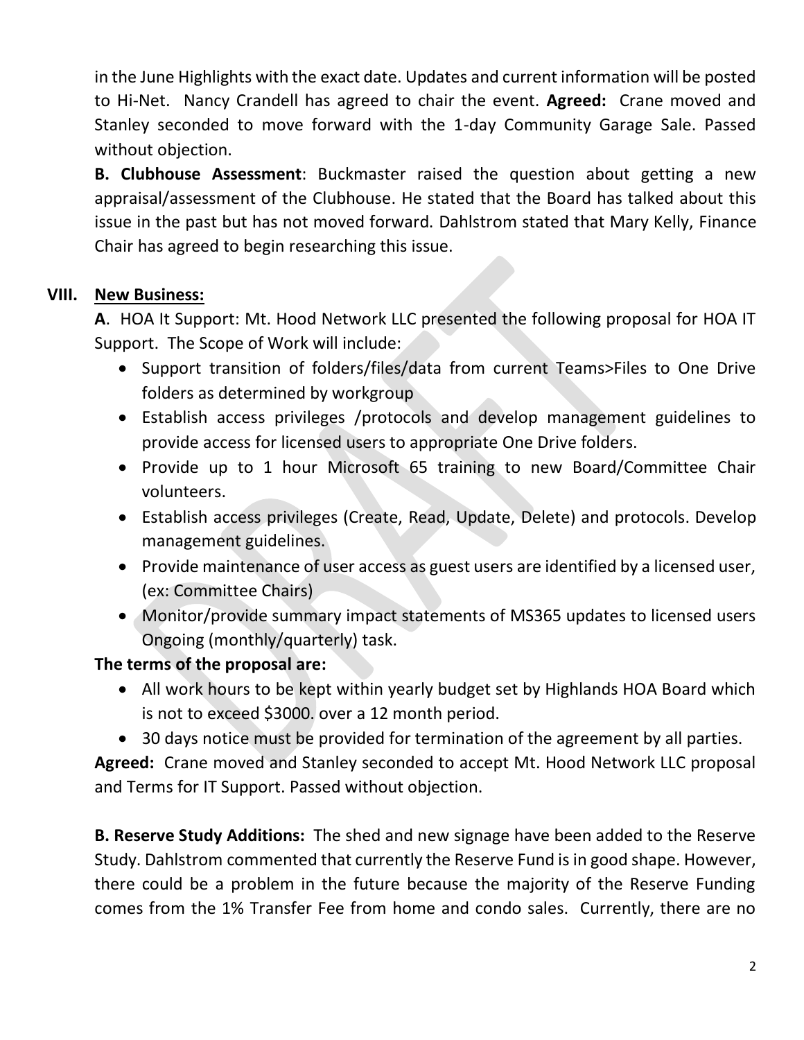in the June Highlights with the exact date. Updates and current information will be posted to Hi-Net. Nancy Crandell has agreed to chair the event. **Agreed:** Crane moved and Stanley seconded to move forward with the 1-day Community Garage Sale. Passed without objection.

**B. Clubhouse Assessment**: Buckmaster raised the question about getting a new appraisal/assessment of the Clubhouse. He stated that the Board has talked about this issue in the past but has not moved forward. Dahlstrom stated that Mary Kelly, Finance Chair has agreed to begin researching this issue.

## VIII. New Business:

**A**. HOA It Support: Mt. Hood Network LLC presented the following proposal for HOA IT Support. The Scope of Work will include:

- Support transition of folders/files/data from current Teams>Files to One Drive folders as determined by workgroup
- Establish access privileges /protocols and develop management guidelines to provide access for licensed users to appropriate One Drive folders.
- Provide up to 1 hour Microsoft 65 training to new Board/Committee Chair volunteers.
- Establish access privileges (Create, Read, Update, Delete) and protocols. Develop management guidelines.
- Provide maintenance of user access as guest users are identified by a licensed user, (ex: Committee Chairs)
- Monitor/provide summary impact statements of MS365 updates to licensed users Ongoing (monthly/quarterly) task.

**The terms of the proposal are:**

- All work hours to be kept within yearly budget set by Highlands HOA Board which is not to exceed $3000. over a 12 month period.
- 30 days notice must be provided for termination of the agreement by all parties.

**Agreed:** Crane moved and Stanley seconded to accept Mt. Hood Network LLC proposal and Terms for IT Support. Passed without objection.

**B. Reserve Study Additions:** The shed and new signage have been added to the Reserve Study. Dahlstrom commented that currently the Reserve Fund is in good shape. However, there could be a problem in the future because the majority of the Reserve Funding comes from the 1% Transfer Fee from home and condo sales. Currently, there are no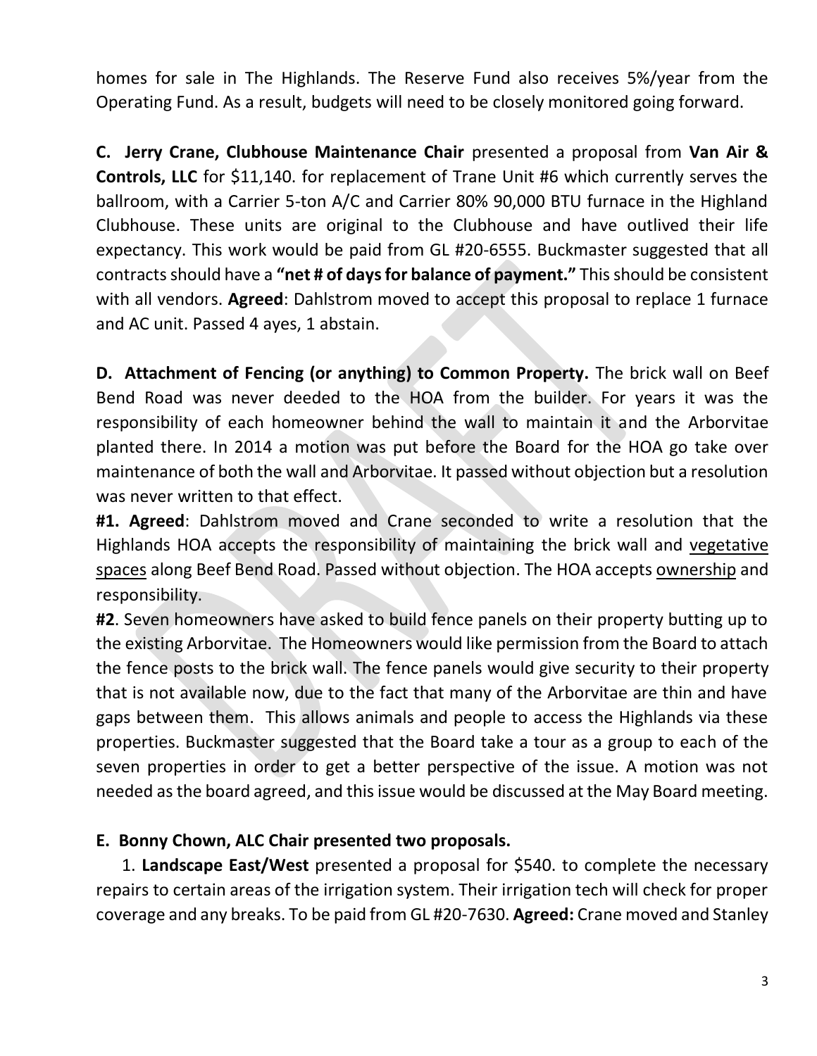homes for sale in The Highlands. The Reserve Fund also receives 5%/year from the Operating Fund. As a result, budgets will need to be closely monitored going forward.

**C. Jerry Crane, Clubhouse Maintenance Chair** presented a proposal from **Van Air & Controls, LLC** for $11,140. for replacement of Trane Unit #6 which currently serves the ballroom, with a Carrier 5-ton A/C and Carrier 80% 90,000 BTU furnace in the Highland Clubhouse. These units are original to the Clubhouse and have outlived their life expectancy. This work would be paid from GL #20-6555. Buckmaster suggested that all contracts should have a **"net # of days for balance of payment."** This should be consistent with all vendors. **Agreed**: Dahlstrom moved to accept this proposal to replace 1 furnace and AC unit. Passed 4 ayes, 1 abstain.

**D. Attachment of Fencing (or anything) to Common Property.** The brick wall on Beef Bend Road was never deeded to the HOA from the builder. For years it was the responsibility of each homeowner behind the wall to maintain it and the Arborvitae planted there. In 2014 a motion was put before the Board for the HOA go take over maintenance of both the wall and Arborvitae. It passed without objection but a resolution was never written to that effect.

**#1. Agreed**: Dahlstrom moved and Crane seconded to write a resolution that the Highlands HOA accepts the responsibility of maintaining the brick wall and <u>vegetative spaces</u> along Beef Bend Road. Passed without objection. The HOA accepts <u>ownership</u> and responsibility.

**#2**. Seven homeowners have asked to build fence panels on their property butting up to the existing Arborvitae. The Homeowners would like permission from the Board to attach the fence posts to the brick wall. The fence panels would give security to their property that is not available now, due to the fact that many of the Arborvitae are thin and have gaps between them. This allows animals and people to access the Highlands via these properties. Buckmaster suggested that the Board take a tour as a group to each of the seven properties in order to get a better perspective of the issue. A motion was not needed as the board agreed, and this issue would be discussed at the May Board meeting.

**E. Bonny Chown, ALC Chair presented two proposals.**

1. **Landscape East/West** presented a proposal for $540. to complete the necessary repairs to certain areas of the irrigation system. Their irrigation tech will check for proper coverage and any breaks. To be paid from GL #20-7630. **Agreed:** Crane moved and Stanley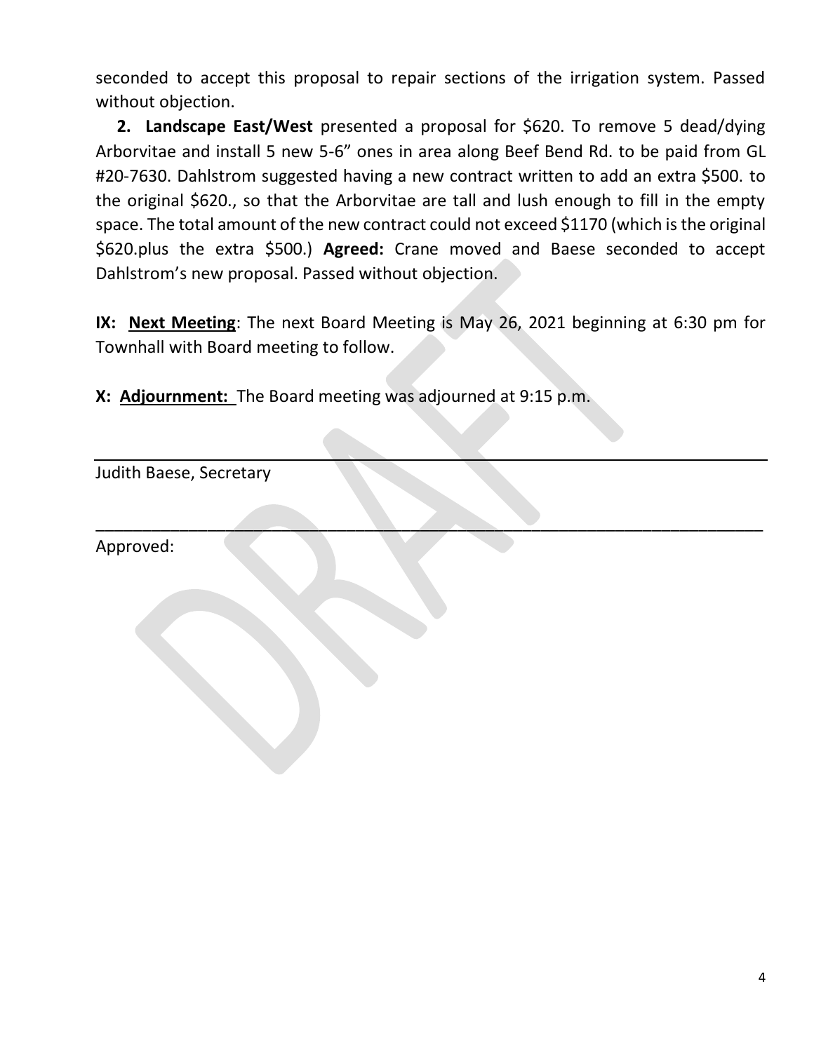seconded to accept this proposal to repair sections of the irrigation system. Passed without objection.

2. **Landscape East/West** presented a proposal for $620. To remove 5 dead/dying Arborvitae and install 5 new 5-6" ones in area along Beef Bend Rd. to be paid from GL #20-7630. Dahlstrom suggested having a new contract written to add an extra $500. to the original $620., so that the Arborvitae are tall and lush enough to fill in the empty space. The total amount of the new contract could not exceed $1170 (which is the original $620.plus the extra $500.) **Agreed:** Crane moved and Baese seconded to accept Dahlstrom's new proposal. Passed without objection.

**IX: Next Meeting**: The next Board Meeting is May 26, 2021 beginning at 6:30 pm for Townhall with Board meeting to follow.

**X: Adjournment:** The Board meeting was adjourned at 9:15 p.m.

\_\_\_\_\_\_\_\_\_\_\_\_\_\_\_\_\_\_\_\_\_\_\_\_\_\_\_\_\_\_\_\_\_\_\_\_\_\_\_\_\_\_\_\_\_\_\_\_\_\_\_\_\_\_\_\_\_\_\_\_\_\_\_\_\_\_\_\_\_\_

Judith Baese, Secretary

\_\_\_\_\_\_\_\_\_\_\_\_\_\_\_\_\_\_\_\_\_\_\_\_\_\_\_\_\_\_\_\_\_\_\_\_\_\_\_\_\_\_\_\_\_\_\_\_\_\_\_\_\_\_\_\_\_\_\_\_\_\_\_\_\_\_\_\_\_\_

Approved: